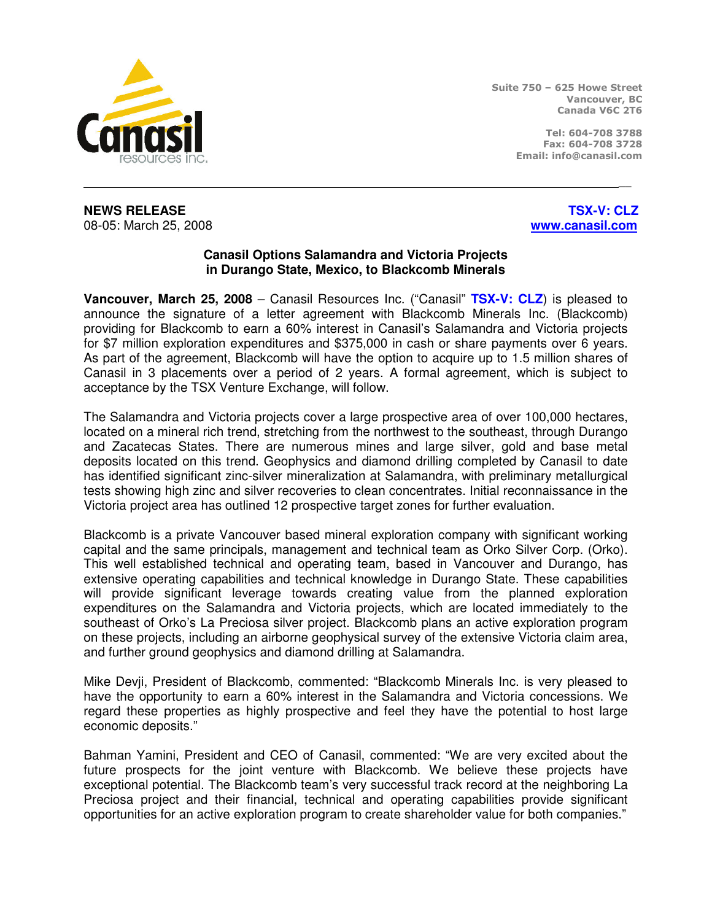Canasil resources inc.

Suite 750 – 625 Howe Street
Vancouver, BC
Canada V6C 2T6

Tel: 604-708 3788
Fax: 604-708 3728
Email: info@canasil.com

---

**NEWS RELEASE**
08-05: March 25, 2008

**TSX-V: CLZ**
www.canasil.com

## Canasil Options Salamandra and Victoria Projects in Durango State, Mexico, to Blackcomb Minerals

**Vancouver, March 25, 2008** – Canasil Resources Inc. ("Canasil" **TSX-V: CLZ**) is pleased to announce the signature of a letter agreement with Blackcomb Minerals Inc. (Blackcomb) providing for Blackcomb to earn a 60% interest in Canasil's Salamandra and Victoria projects for $7 million exploration expenditures and $375,000 in cash or share payments over 6 years. As part of the agreement, Blackcomb will have the option to acquire up to 1.5 million shares of Canasil in 3 placements over a period of 2 years. A formal agreement, which is subject to acceptance by the TSX Venture Exchange, will follow.

The Salamandra and Victoria projects cover a large prospective area of over 100,000 hectares, located on a mineral rich trend, stretching from the northwest to the southeast, through Durango and Zacatecas States. There are numerous mines and large silver, gold and base metal deposits located on this trend. Geophysics and diamond drilling completed by Canasil to date has identified significant zinc-silver mineralization at Salamandra, with preliminary metallurgical tests showing high zinc and silver recoveries to clean concentrates. Initial reconnaissance in the Victoria project area has outlined 12 prospective target zones for further evaluation.

Blackcomb is a private Vancouver based mineral exploration company with significant working capital and the same principals, management and technical team as Orko Silver Corp. (Orko). This well established technical and operating team, based in Vancouver and Durango, has extensive operating capabilities and technical knowledge in Durango State. These capabilities will provide significant leverage towards creating value from the planned exploration expenditures on the Salamandra and Victoria projects, which are located immediately to the southeast of Orko's La Preciosa silver project. Blackcomb plans an active exploration program on these projects, including an airborne geophysical survey of the extensive Victoria claim area, and further ground geophysics and diamond drilling at Salamandra.

Mike Devji, President of Blackcomb, commented: "Blackcomb Minerals Inc. is very pleased to have the opportunity to earn a 60% interest in the Salamandra and Victoria concessions. We regard these properties as highly prospective and feel they have the potential to host large economic deposits."

Bahman Yamini, President and CEO of Canasil, commented: "We are very excited about the future prospects for the joint venture with Blackcomb. We believe these projects have exceptional potential. The Blackcomb team's very successful track record at the neighboring La Preciosa project and their financial, technical and operating capabilities provide significant opportunities for an active exploration program to create shareholder value for both companies."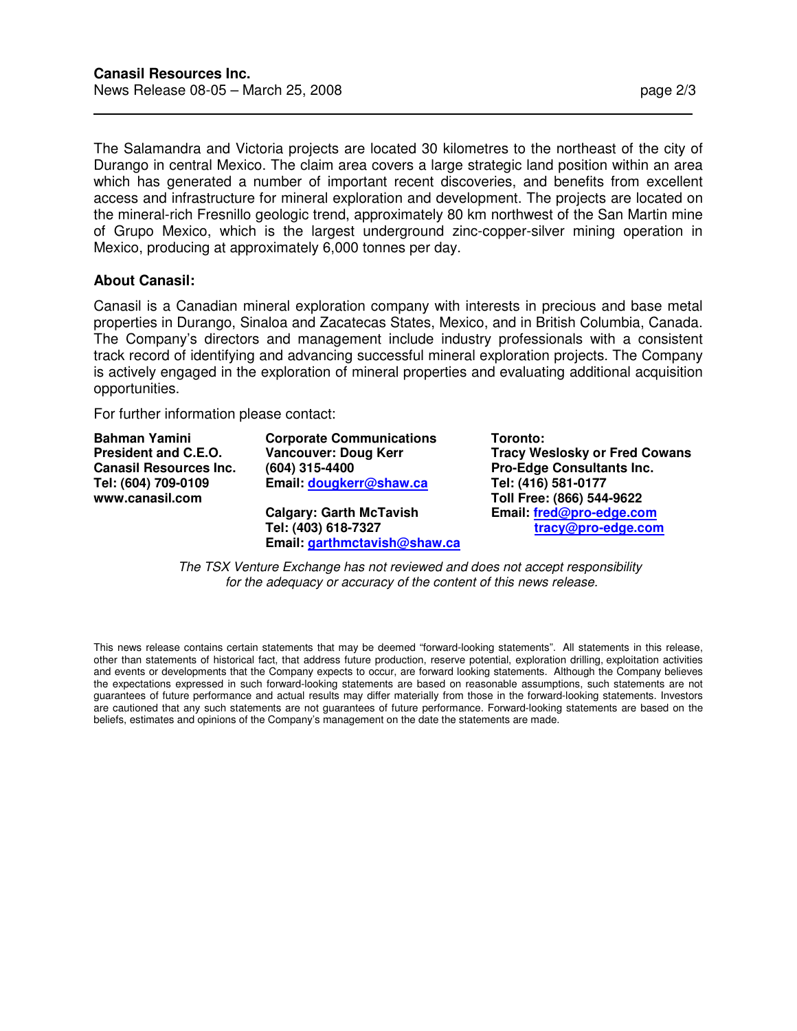The Salamandra and Victoria projects are located 30 kilometres to the northeast of the city of Durango in central Mexico. The claim area covers a large strategic land position within an area which has generated a number of important recent discoveries, and benefits from excellent access and infrastructure for mineral exploration and development. The projects are located on the mineral-rich Fresnillo geologic trend, approximately 80 km northwest of the San Martin mine of Grupo Mexico, which is the largest underground zinc-copper-silver mining operation in Mexico, producing at approximately 6,000 tonnes per day.

**About Canasil:**

Canasil is a Canadian mineral exploration company with interests in precious and base metal properties in Durango, Sinaloa and Zacatecas States, Mexico, and in British Columbia, Canada. The Company's directors and management include industry professionals with a consistent track record of identifying and advancing successful mineral exploration projects. The Company is actively engaged in the exploration of mineral properties and evaluating additional acquisition opportunities.

For further information please contact:

**Bahman Yamini**
**President and C.E.O.**
**Canasil Resources Inc.**
**Tel: (604) 709-0109**
**www.canasil.com**

**Corporate Communications**
**Vancouver: Doug Kerr**
**(604) 315-4400**
**Email: dougkerr@shaw.ca**

**Calgary: Garth McTavish**
**Tel: (403) 618-7327**
**Email: garthmctavish@shaw.ca**

**Toronto:**
**Tracy Weslosky or Fred Cowans**
**Pro-Edge Consultants Inc.**
**Tel: (416) 581-0177**
**Toll Free: (866) 544-9622**
**Email: fred@pro-edge.com**
**tracy@pro-edge.com**

*The TSX Venture Exchange has not reviewed and does not accept responsibility for the adequacy or accuracy of the content of this news release.*

This news release contains certain statements that may be deemed "forward-looking statements". All statements in this release, other than statements of historical fact, that address future production, reserve potential, exploration drilling, exploitation activities and events or developments that the Company expects to occur, are forward looking statements. Although the Company believes the expectations expressed in such forward-looking statements are based on reasonable assumptions, such statements are not guarantees of future performance and actual results may differ materially from those in the forward-looking statements. Investors are cautioned that any such statements are not guarantees of future performance. Forward-looking statements are based on the beliefs, estimates and opinions of the Company's management on the date the statements are made.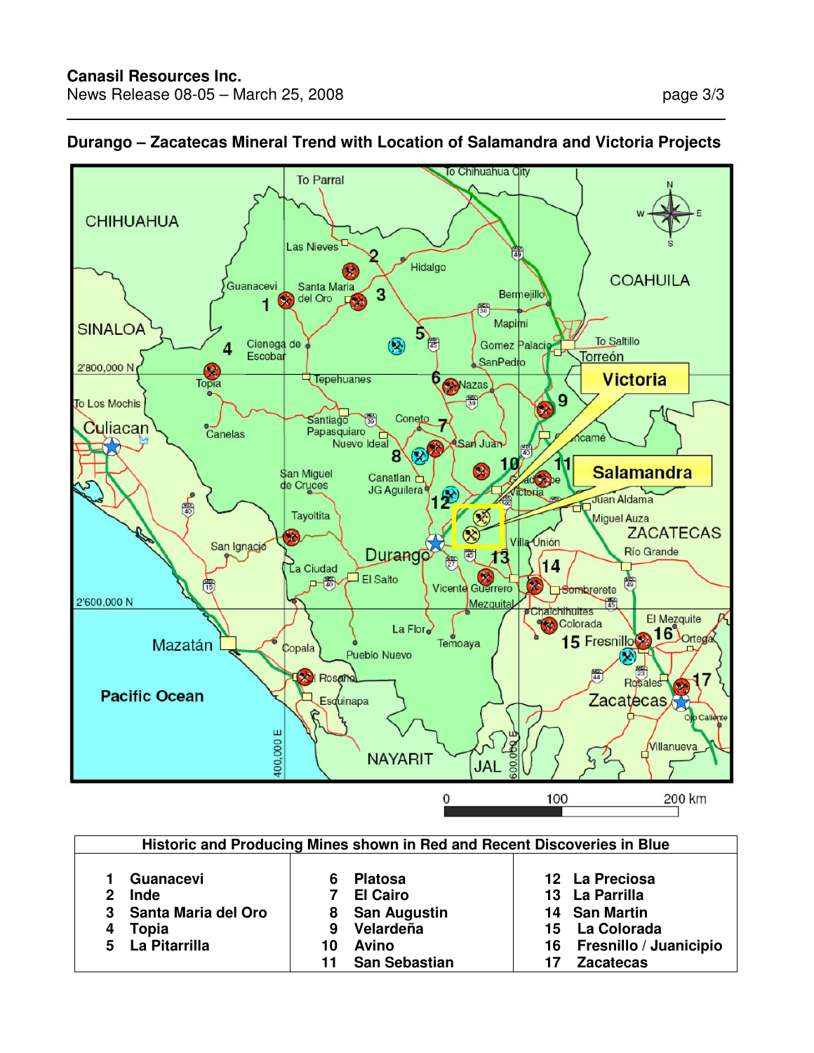## Durango – Zacatecas Mineral Trend with Location of Salamandra and Victoria Projects

To Parral
To Chihuahua City
CHIHUAHUA
COAHUILA
SINALOA
Las Nieves
Hidalgo
Guanacevi
Santa Maria del Oro
Bermejillo
Mapimi
Gomez Palacio
SanPedro
To Saltillo
Torreón
Cienega de Escobar
Tepehuanes
Nazas
Victoria
2'800,000 N
Topia
To Los Mochis
Culiacan
Canelas
Santiago Papasquiaro
Nuevo Ideal
Coneto
San Juan
Yerbanicamé
San Miguel de Cruces
Canatlan
JG Aguilera
Guadalupe Victoria
Salamandra
Juan Aldama
Miguel Auza
ZACATECAS
Tayoltita
Durango
Villa Unión
Río Grande
San Ignacio
La Ciudad
El Salto
Vicente Guerrero
Sombrerete
Mezquital
2'600,000 N
Chalchihuites
Colorada
El Mezquite
Mazatán
Copala
La Flor
Temoaya
Fresnillo
Ortega
Pueblo Nuevo
Rosario
Rosales
Pacific Ocean
Esquinapa
Zacatecas
Ojo Caliente
Villanueva
400,000 E
NAYARIT
JAL
600,000 E
0
100
200 km

| Historic and Producing Mines shown in Red and Recent Discoveries in Blue | | | | | |
|---|---|---|---|---|---|
| 1 | Guanacevi | 6 | Platosa | 12 | La Preciosa |
| 2 | Inde | 7 | El Cairo | 13 | La Parrilla |
| 3 | Santa Maria del Oro | 8 | San Augustin | 14 | San Martin |
| 4 | Topia | 9 | Velardeña | 15 | La Colorada |
| 5 | La Pitarrilla | 10 | Avino | 16 | Fresnillo / Juanicipio |
| | | 11 | San Sebastian | 17 | Zacatecas |